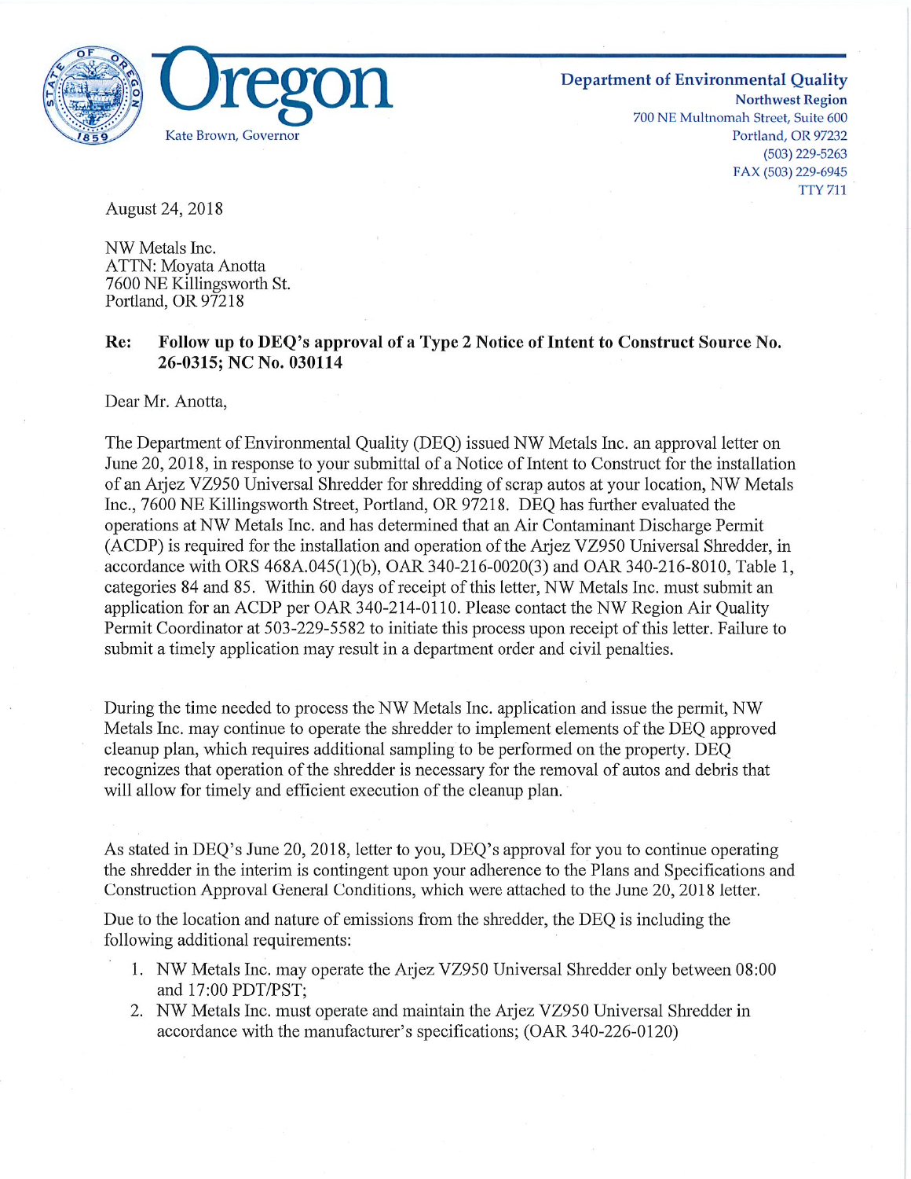**Oregon**

Kate Brown, Governor

**Department of Environmental Quality**
**Northwest Region**
700 NE Multnomah Street, Suite 600
Portland, OR 97232
(503) 229-5263
FAX (503) 229-6945
TTY 711

August 24, 2018

NW Metals Inc.
ATTN: Moyata Anotta
7600 NE Killingsworth St.
Portland, OR 97218

**Re: Follow up to DEQ's approval of a Type 2 Notice of Intent to Construct Source No. 26-0315; NC No. 030114**

Dear Mr. Anotta,

The Department of Environmental Quality (DEQ) issued NW Metals Inc. an approval letter on June 20, 2018, in response to your submittal of a Notice of Intent to Construct for the installation of an Arjez VZ950 Universal Shredder for shredding of scrap autos at your location, NW Metals Inc., 7600 NE Killingsworth Street, Portland, OR 97218. DEQ has further evaluated the operations at NW Metals Inc. and has determined that an Air Contaminant Discharge Permit (ACDP) is required for the installation and operation of the Arjez VZ950 Universal Shredder, in accordance with ORS 468A.045(1)(b), OAR 340-216-0020(3) and OAR 340-216-8010, Table 1, categories 84 and 85. Within 60 days of receipt of this letter, NW Metals Inc. must submit an application for an ACDP per OAR 340-214-0110. Please contact the NW Region Air Quality Permit Coordinator at 503-229-5582 to initiate this process upon receipt of this letter. Failure to submit a timely application may result in a department order and civil penalties.

During the time needed to process the NW Metals Inc. application and issue the permit, NW Metals Inc. may continue to operate the shredder to implement elements of the DEQ approved cleanup plan, which requires additional sampling to be performed on the property. DEQ recognizes that operation of the shredder is necessary for the removal of autos and debris that will allow for timely and efficient execution of the cleanup plan.

As stated in DEQ's June 20, 2018, letter to you, DEQ's approval for you to continue operating the shredder in the interim is contingent upon your adherence to the Plans and Specifications and Construction Approval General Conditions, which were attached to the June 20, 2018 letter.

Due to the location and nature of emissions from the shredder, the DEQ is including the following additional requirements:

1. NW Metals Inc. may operate the Arjez VZ950 Universal Shredder only between 08:00 and 17:00 PDT/PST;
2. NW Metals Inc. must operate and maintain the Arjez VZ950 Universal Shredder in accordance with the manufacturer's specifications; (OAR 340-226-0120)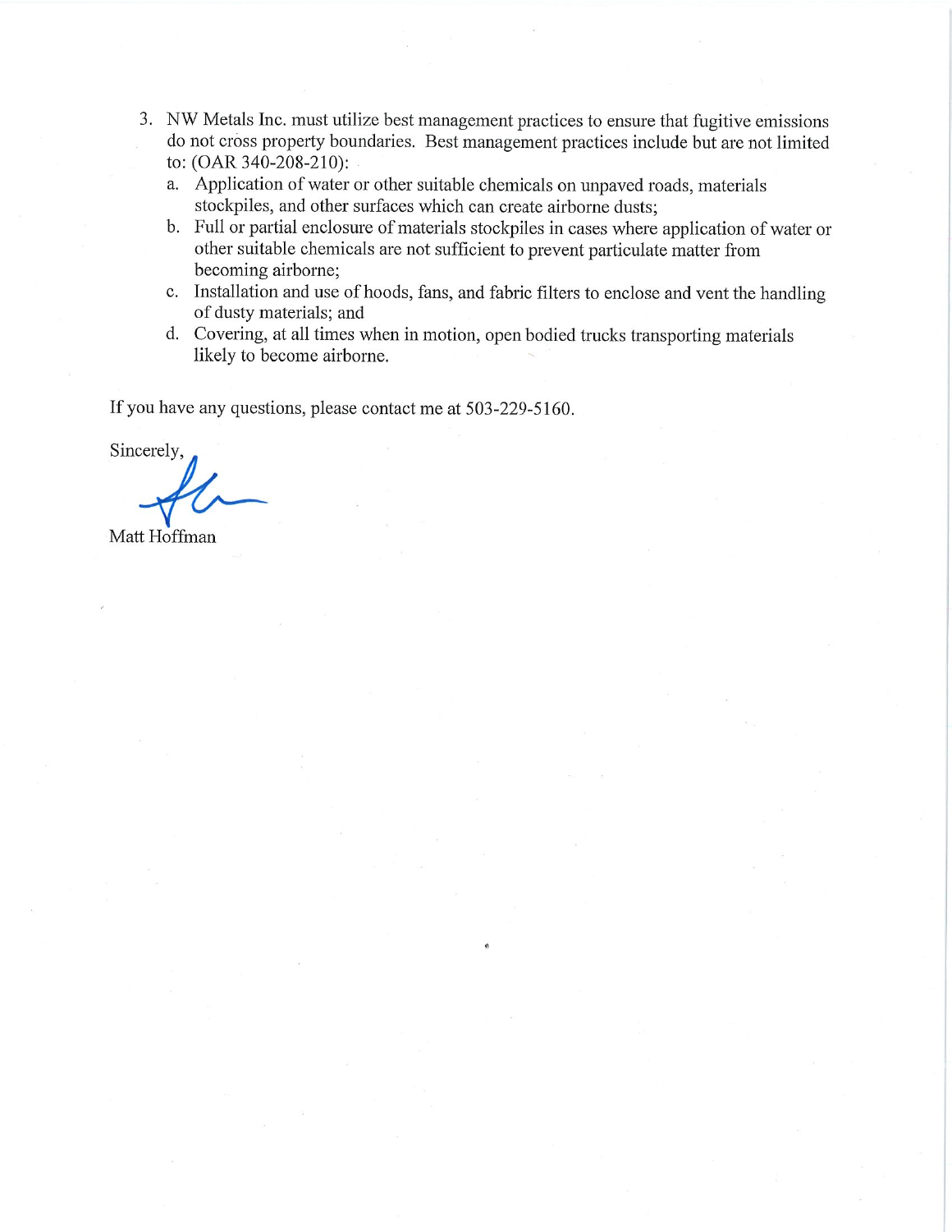3. NW Metals Inc. must utilize best management practices to ensure that fugitive emissions do not cross property boundaries. Best management practices include but are not limited to: (OAR 340-208-210):
   a. Application of water or other suitable chemicals on unpaved roads, materials stockpiles, and other surfaces which can create airborne dusts;
   b. Full or partial enclosure of materials stockpiles in cases where application of water or other suitable chemicals are not sufficient to prevent particulate matter from becoming airborne;
   c. Installation and use of hoods, fans, and fabric filters to enclose and vent the handling of dusty materials; and
   d. Covering, at all times when in motion, open bodied trucks transporting materials likely to become airborne.

If you have any questions, please contact me at 503-229-5160.

Sincerely,

Matt Hoffman